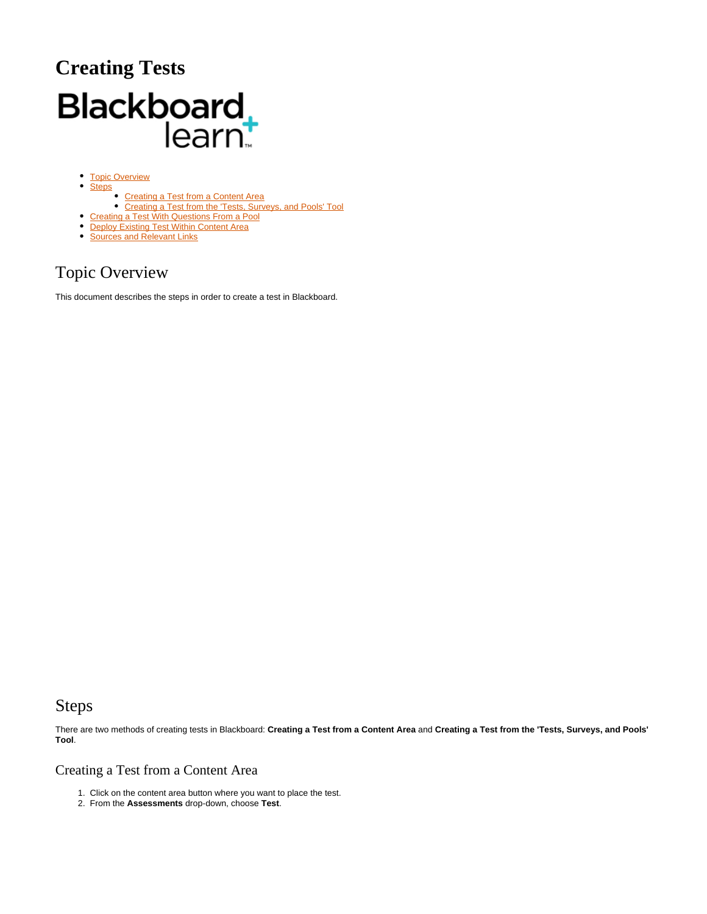# Creating Tests

- Topic Overview
- Steps
  - Creating a Test from a Content Area
  - Creating a Test from the 'Tests, Surveys, and Pools' Tool
- Creating a Test With Questions From a Pool
- Deploy Existing Test Within Content Area
- Sources and Relevant Links

## Topic Overview

This document describes the steps in order to create a test in Blackboard.

## Steps

There are two methods of creating tests in Blackboard: **Creating a Test from a Content Area** and **Creating a Test from the 'Tests, Surveys, and Pools' Tool**.

### Creating a Test from a Content Area

1. Click on the content area button where you want to place the test.
2. From the **Assessments** drop-down, choose **Test**.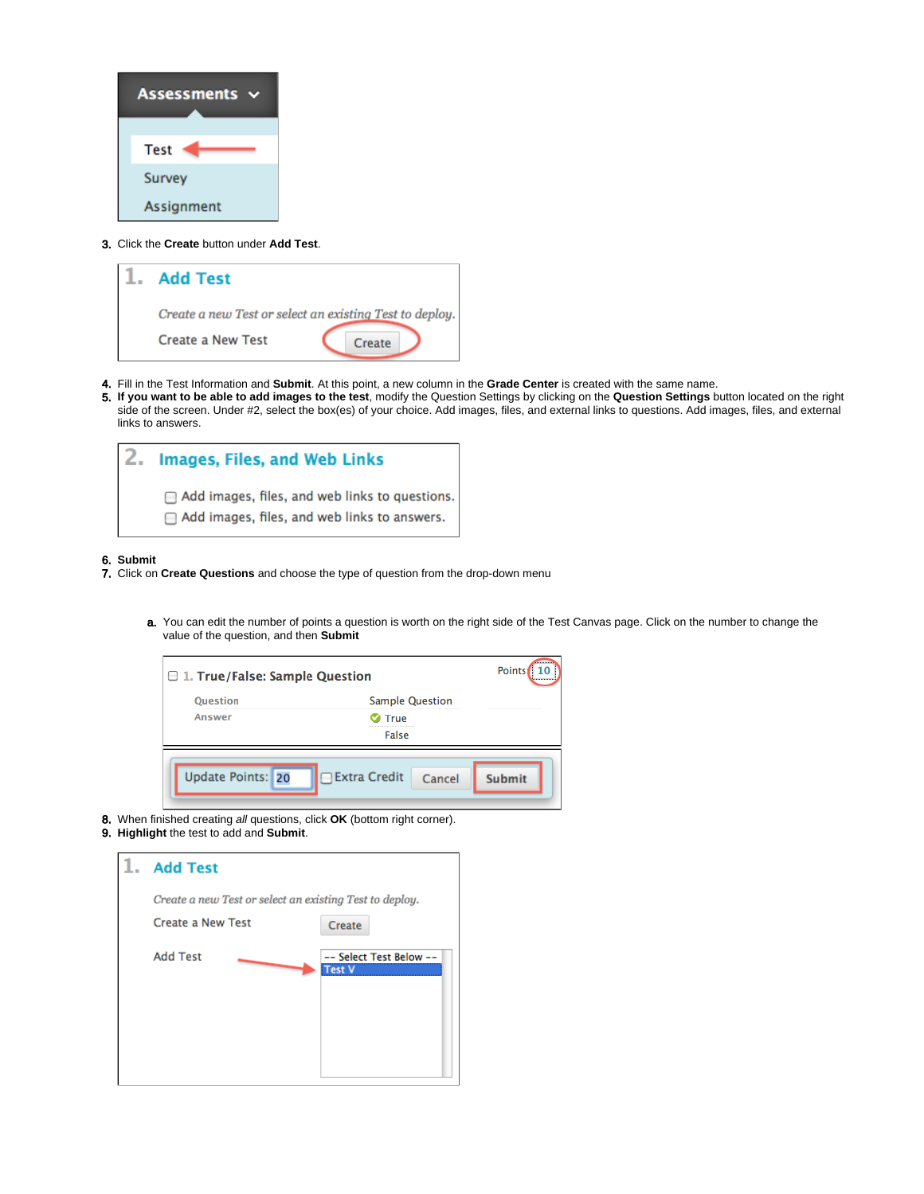3. Click the **Create** button under **Add Test**.

4. Fill in the Test Information and **Submit**. At this point, a new column in the **Grade Center** is created with the same name.
5. **If you want to be able to add images to the test**, modify the Question Settings by clicking on the **Question Settings** button located on the right side of the screen. Under #2, select the box(es) of your choice. Add images, files, and external links to questions. Add images, files, and external links to answers.

6. **Submit**
7. Click on **Create Questions** and choose the type of question from the drop-down menu

   a. You can edit the number of points a question is worth on the right side of the Test Canvas page. Click on the number to change the value of the question, and then **Submit**

8. When finished creating *all* questions, click **OK** (bottom right corner).
9. **Highlight** the test to add and **Submit**.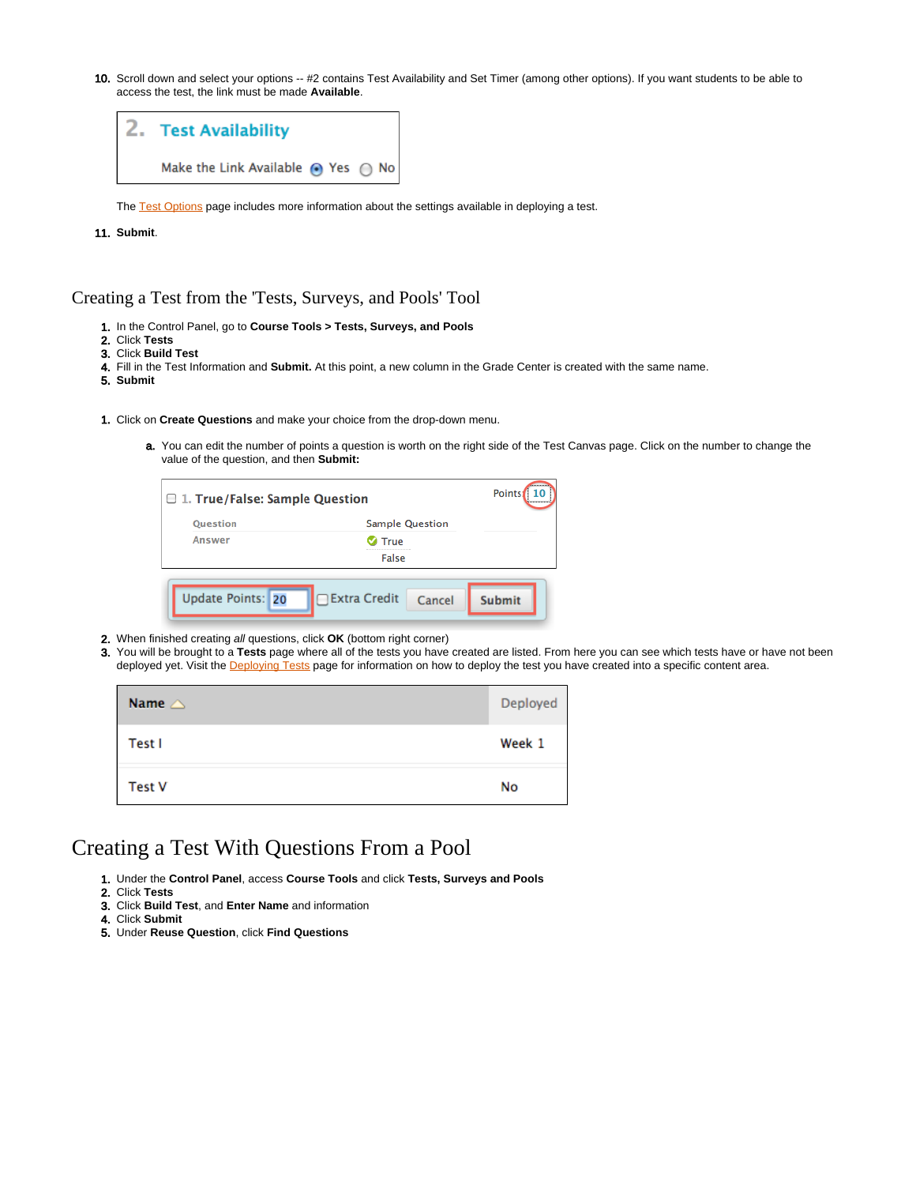10. Scroll down and select your options -- #2 contains Test Availability and Set Timer (among other options). If you want students to be able to access the test, the link must be made **Available**.

    The Test Options page includes more information about the settings available in deploying a test.

11. **Submit**.

## Creating a Test from the 'Tests, Surveys, and Pools' Tool

1. In the Control Panel, go to **Course Tools > Tests, Surveys, and Pools**
2. Click **Tests**
3. Click **Build Test**
4. Fill in the Test Information and **Submit.** At this point, a new column in the Grade Center is created with the same name.
5. **Submit**

1. Click on **Create Questions** and make your choice from the drop-down menu.
    a. You can edit the number of points a question is worth on the right side of the Test Canvas page. Click on the number to change the value of the question, and then **Submit:**
2. When finished creating *all* questions, click **OK** (bottom right corner)
3. You will be brought to a **Tests** page where all of the tests you have created are listed. From here you can see which tests have or have not been deployed yet. Visit the Deploying Tests page for information on how to deploy the test you have created into a specific content area.

## Creating a Test With Questions From a Pool

1. Under the **Control Panel**, access **Course Tools** and click **Tests, Surveys and Pools**
2. Click **Tests**
3. Click **Build Test**, and **Enter Name** and information
4. Click **Submit**
5. Under **Reuse Question**, click **Find Questions**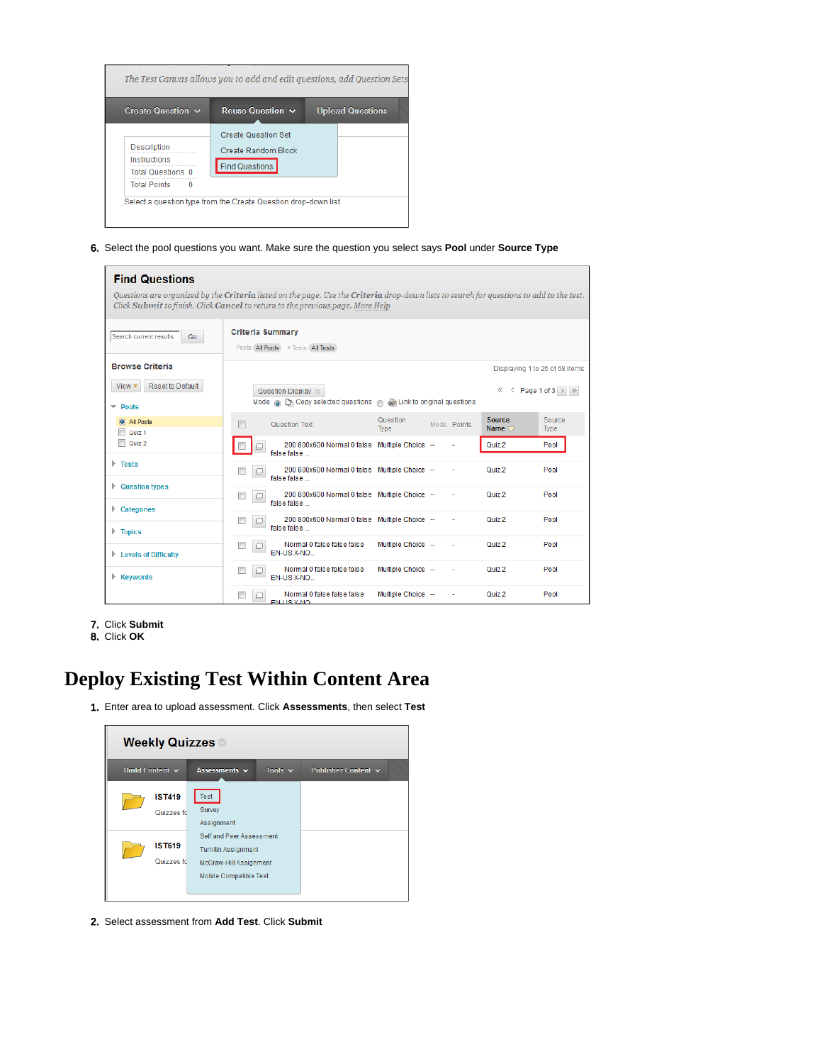6. Select the pool questions you want. Make sure the question you select says **Pool** under **Source Type**

7. Click **Submit**
8. Click **OK**

# Deploy Existing Test Within Content Area

1. Enter area to upload assessment. Click **Assessments**, then select **Test**

2. Select assessment from **Add Test**. Click **Submit**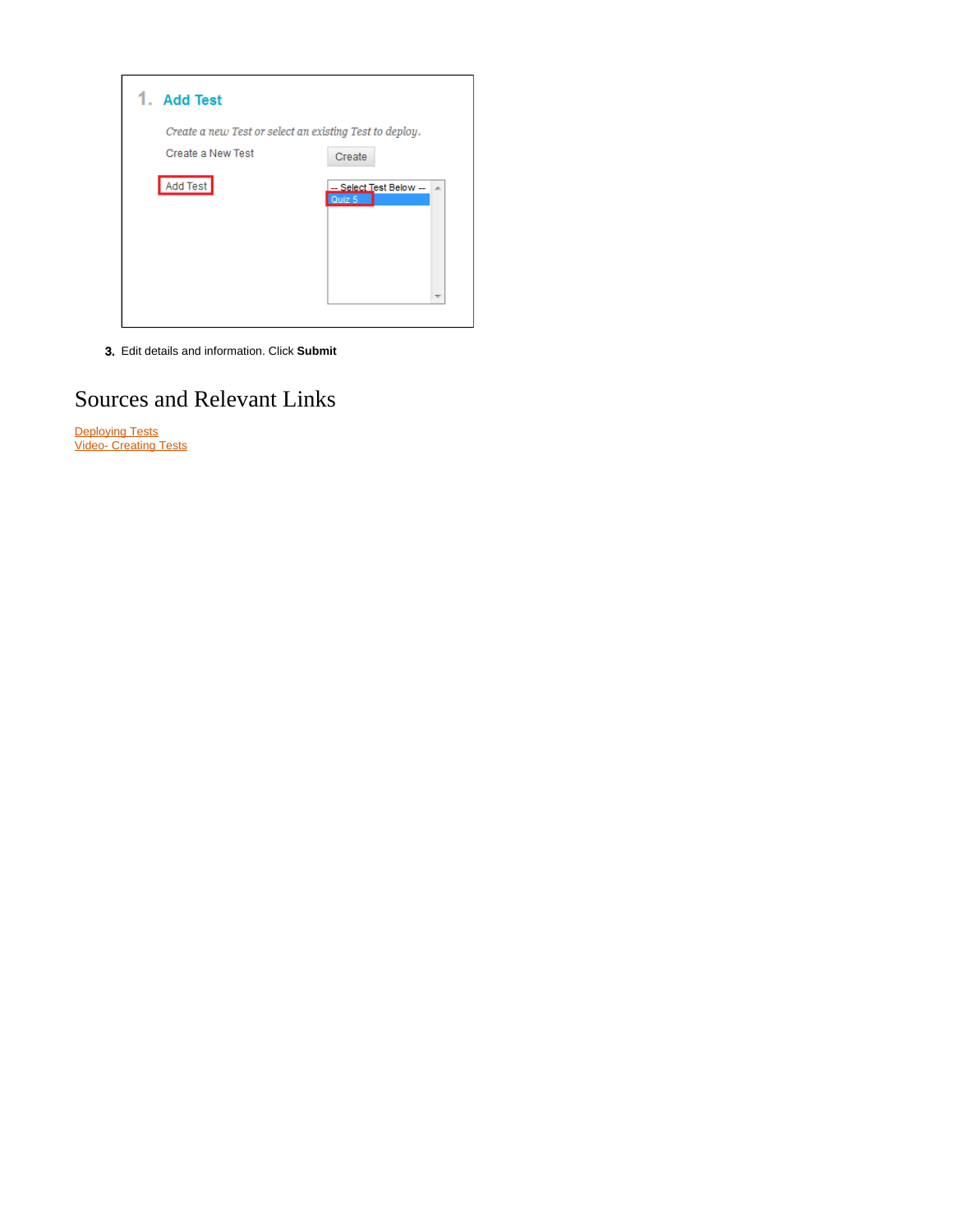3. Edit details and information. Click **Submit**

# Sources and Relevant Links

Deploying Tests
Video- Creating Tests